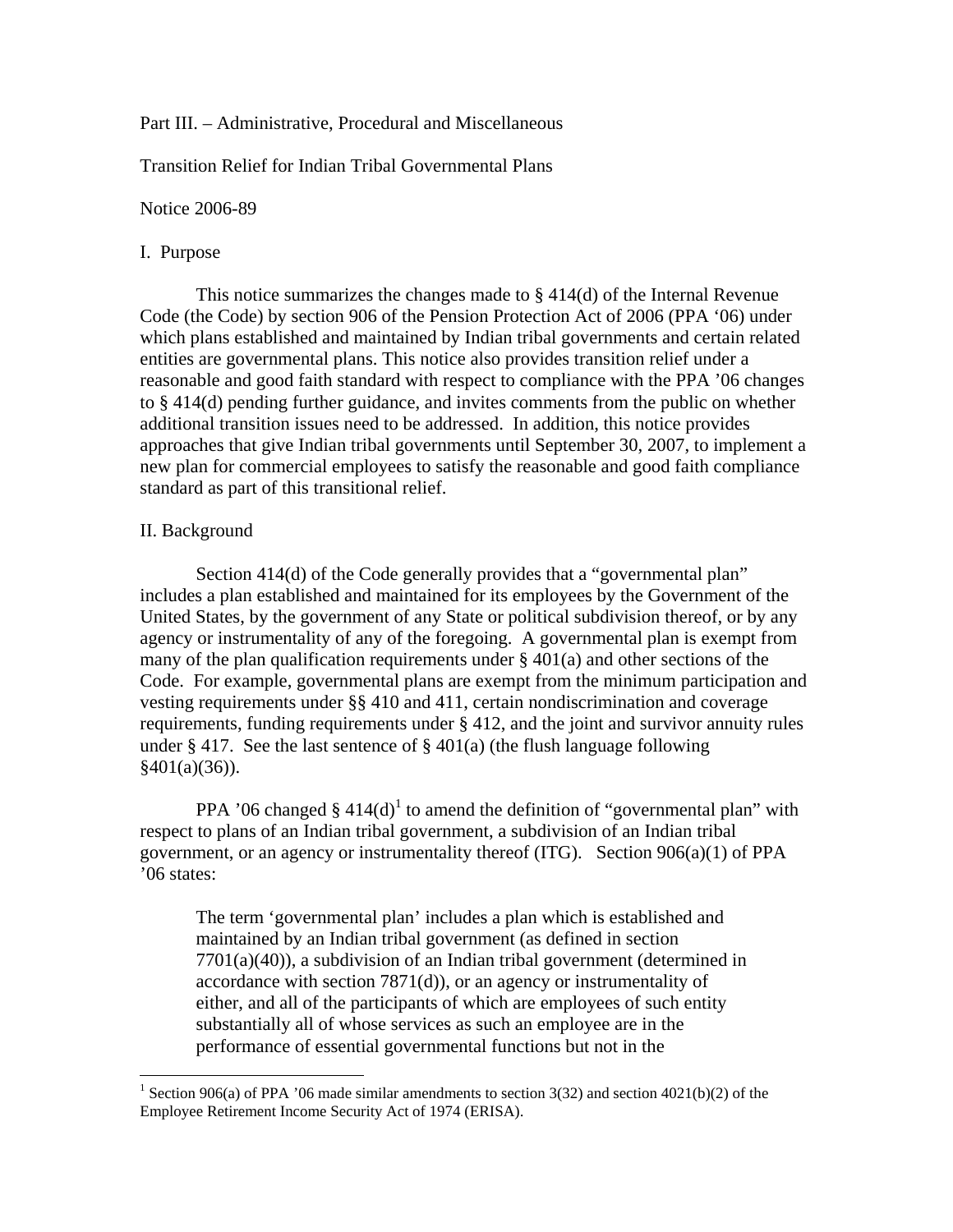Part III. – Administrative, Procedural and Miscellaneous

Transition Relief for Indian Tribal Governmental Plans

Notice 2006-89

## I. Purpose

This notice summarizes the changes made to § 414(d) of the Internal Revenue Code (the Code) by section 906 of the Pension Protection Act of 2006 (PPA '06) under which plans established and maintained by Indian tribal governments and certain related entities are governmental plans. This notice also provides transition relief under a reasonable and good faith standard with respect to compliance with the PPA '06 changes to § 414(d) pending further guidance, and invites comments from the public on whether additional transition issues need to be addressed. In addition, this notice provides approaches that give Indian tribal governments until September 30, 2007, to implement a new plan for commercial employees to satisfy the reasonable and good faith compliance standard as part of this transitional relief.

## II. Background

Section 414(d) of the Code generally provides that a "governmental plan" includes a plan established and maintained for its employees by the Government of the United States, by the government of any State or political subdivision thereof, or by any agency or instrumentality of any of the foregoing. A governmental plan is exempt from many of the plan qualification requirements under § 401(a) and other sections of the Code. For example, governmental plans are exempt from the minimum participation and vesting requirements under §§ 410 and 411, certain nondiscrimination and coverage requirements, funding requirements under § 412, and the joint and survivor annuity rules under § 417. See the last sentence of § 401(a) (the flush language following §401(a)(36)).

PPA '06 changed § 414(d)[1] to amend the definition of "governmental plan" with respect to plans of an Indian tribal government, a subdivision of an Indian tribal government, or an agency or instrumentality thereof (ITG). Section 906(a)(1) of PPA '06 states:

> The term 'governmental plan' includes a plan which is established and maintained by an Indian tribal government (as defined in section 7701(a)(40)), a subdivision of an Indian tribal government (determined in accordance with section 7871(d)), or an agency or instrumentality of either, and all of the participants of which are employees of such entity substantially all of whose services as such an employee are in the performance of essential governmental functions but not in the

[1] Section 906(a) of PPA '06 made similar amendments to section 3(32) and section 4021(b)(2) of the Employee Retirement Income Security Act of 1974 (ERISA).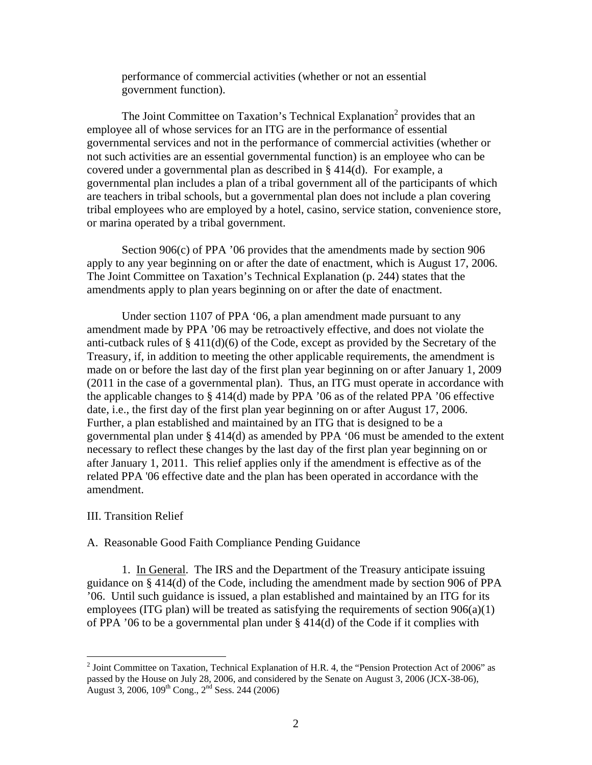performance of commercial activities (whether or not an essential government function).

The Joint Committee on Taxation's Technical Explanation[2] provides that an employee all of whose services for an ITG are in the performance of essential governmental services and not in the performance of commercial activities (whether or not such activities are an essential governmental function) is an employee who can be covered under a governmental plan as described in § 414(d). For example, a governmental plan includes a plan of a tribal government all of the participants of which are teachers in tribal schools, but a governmental plan does not include a plan covering tribal employees who are employed by a hotel, casino, service station, convenience store, or marina operated by a tribal government.

Section 906(c) of PPA '06 provides that the amendments made by section 906 apply to any year beginning on or after the date of enactment, which is August 17, 2006. The Joint Committee on Taxation's Technical Explanation (p. 244) states that the amendments apply to plan years beginning on or after the date of enactment.

Under section 1107 of PPA '06, a plan amendment made pursuant to any amendment made by PPA '06 may be retroactively effective, and does not violate the anti-cutback rules of § 411(d)(6) of the Code, except as provided by the Secretary of the Treasury, if, in addition to meeting the other applicable requirements, the amendment is made on or before the last day of the first plan year beginning on or after January 1, 2009 (2011 in the case of a governmental plan). Thus, an ITG must operate in accordance with the applicable changes to § 414(d) made by PPA '06 as of the related PPA '06 effective date, i.e., the first day of the first plan year beginning on or after August 17, 2006. Further, a plan established and maintained by an ITG that is designed to be a governmental plan under § 414(d) as amended by PPA '06 must be amended to the extent necessary to reflect these changes by the last day of the first plan year beginning on or after January 1, 2011. This relief applies only if the amendment is effective as of the related PPA '06 effective date and the plan has been operated in accordance with the amendment.

III. Transition Relief

A. Reasonable Good Faith Compliance Pending Guidance

1. In General. The IRS and the Department of the Treasury anticipate issuing guidance on § 414(d) of the Code, including the amendment made by section 906 of PPA '06. Until such guidance is issued, a plan established and maintained by an ITG for its employees (ITG plan) will be treated as satisfying the requirements of section 906(a)(1) of PPA '06 to be a governmental plan under § 414(d) of the Code if it complies with

[2] Joint Committee on Taxation, Technical Explanation of H.R. 4, the "Pension Protection Act of 2006" as passed by the House on July 28, 2006, and considered by the Senate on August 3, 2006 (JCX-38-06), August 3, 2006, 109th Cong., 2nd Sess. 244 (2006)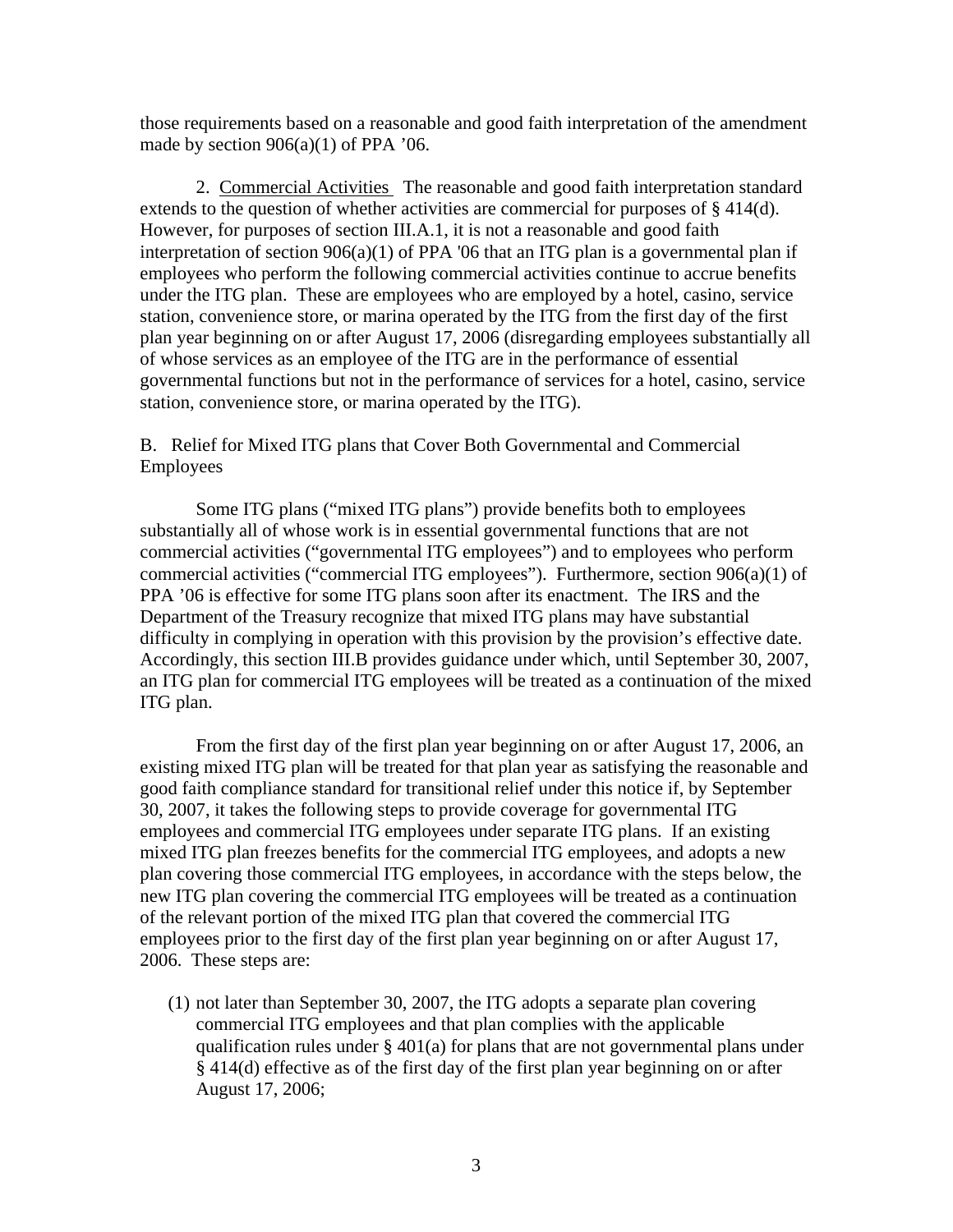those requirements based on a reasonable and good faith interpretation of the amendment made by section 906(a)(1) of PPA '06.

2. Commercial Activities The reasonable and good faith interpretation standard extends to the question of whether activities are commercial for purposes of § 414(d). However, for purposes of section III.A.1, it is not a reasonable and good faith interpretation of section 906(a)(1) of PPA '06 that an ITG plan is a governmental plan if employees who perform the following commercial activities continue to accrue benefits under the ITG plan. These are employees who are employed by a hotel, casino, service station, convenience store, or marina operated by the ITG from the first day of the first plan year beginning on or after August 17, 2006 (disregarding employees substantially all of whose services as an employee of the ITG are in the performance of essential governmental functions but not in the performance of services for a hotel, casino, service station, convenience store, or marina operated by the ITG).

B. Relief for Mixed ITG plans that Cover Both Governmental and Commercial Employees

Some ITG plans ("mixed ITG plans") provide benefits both to employees substantially all of whose work is in essential governmental functions that are not commercial activities ("governmental ITG employees") and to employees who perform commercial activities ("commercial ITG employees"). Furthermore, section 906(a)(1) of PPA '06 is effective for some ITG plans soon after its enactment. The IRS and the Department of the Treasury recognize that mixed ITG plans may have substantial difficulty in complying in operation with this provision by the provision's effective date. Accordingly, this section III.B provides guidance under which, until September 30, 2007, an ITG plan for commercial ITG employees will be treated as a continuation of the mixed ITG plan.

From the first day of the first plan year beginning on or after August 17, 2006, an existing mixed ITG plan will be treated for that plan year as satisfying the reasonable and good faith compliance standard for transitional relief under this notice if, by September 30, 2007, it takes the following steps to provide coverage for governmental ITG employees and commercial ITG employees under separate ITG plans. If an existing mixed ITG plan freezes benefits for the commercial ITG employees, and adopts a new plan covering those commercial ITG employees, in accordance with the steps below, the new ITG plan covering the commercial ITG employees will be treated as a continuation of the relevant portion of the mixed ITG plan that covered the commercial ITG employees prior to the first day of the first plan year beginning on or after August 17, 2006. These steps are:

(1) not later than September 30, 2007, the ITG adopts a separate plan covering commercial ITG employees and that plan complies with the applicable qualification rules under § 401(a) for plans that are not governmental plans under § 414(d) effective as of the first day of the first plan year beginning on or after August 17, 2006;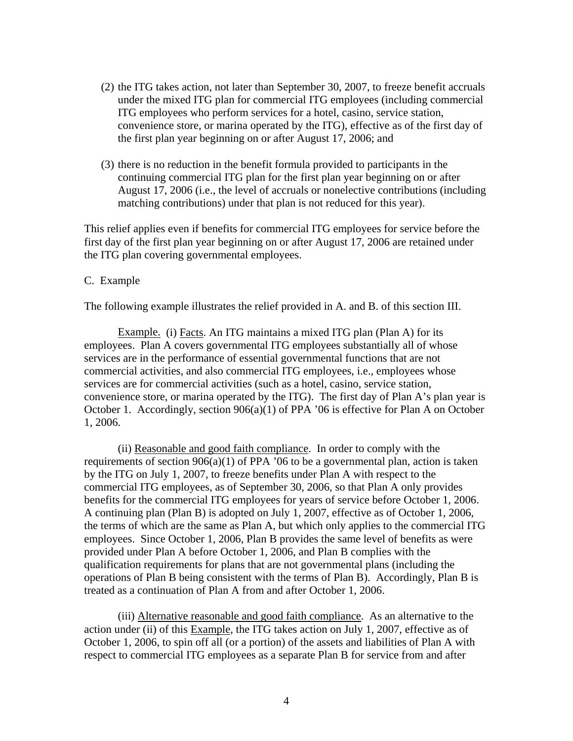(2) the ITG takes action, not later than September 30, 2007, to freeze benefit accruals under the mixed ITG plan for commercial ITG employees (including commercial ITG employees who perform services for a hotel, casino, service station, convenience store, or marina operated by the ITG), effective as of the first day of the first plan year beginning on or after August 17, 2006; and

(3) there is no reduction in the benefit formula provided to participants in the continuing commercial ITG plan for the first plan year beginning on or after August 17, 2006 (i.e., the level of accruals or nonelective contributions (including matching contributions) under that plan is not reduced for this year).

This relief applies even if benefits for commercial ITG employees for service before the first day of the first plan year beginning on or after August 17, 2006 are retained under the ITG plan covering governmental employees.

C. Example

The following example illustrates the relief provided in A. and B. of this section III.

Example. (i) Facts. An ITG maintains a mixed ITG plan (Plan A) for its employees. Plan A covers governmental ITG employees substantially all of whose services are in the performance of essential governmental functions that are not commercial activities, and also commercial ITG employees, i.e., employees whose services are for commercial activities (such as a hotel, casino, service station, convenience store, or marina operated by the ITG). The first day of Plan A's plan year is October 1. Accordingly, section 906(a)(1) of PPA '06 is effective for Plan A on October 1, 2006.

(ii) Reasonable and good faith compliance. In order to comply with the requirements of section 906(a)(1) of PPA '06 to be a governmental plan, action is taken by the ITG on July 1, 2007, to freeze benefits under Plan A with respect to the commercial ITG employees, as of September 30, 2006, so that Plan A only provides benefits for the commercial ITG employees for years of service before October 1, 2006. A continuing plan (Plan B) is adopted on July 1, 2007, effective as of October 1, 2006, the terms of which are the same as Plan A, but which only applies to the commercial ITG employees. Since October 1, 2006, Plan B provides the same level of benefits as were provided under Plan A before October 1, 2006, and Plan B complies with the qualification requirements for plans that are not governmental plans (including the operations of Plan B being consistent with the terms of Plan B). Accordingly, Plan B is treated as a continuation of Plan A from and after October 1, 2006.

(iii) Alternative reasonable and good faith compliance. As an alternative to the action under (ii) of this Example, the ITG takes action on July 1, 2007, effective as of October 1, 2006, to spin off all (or a portion) of the assets and liabilities of Plan A with respect to commercial ITG employees as a separate Plan B for service from and after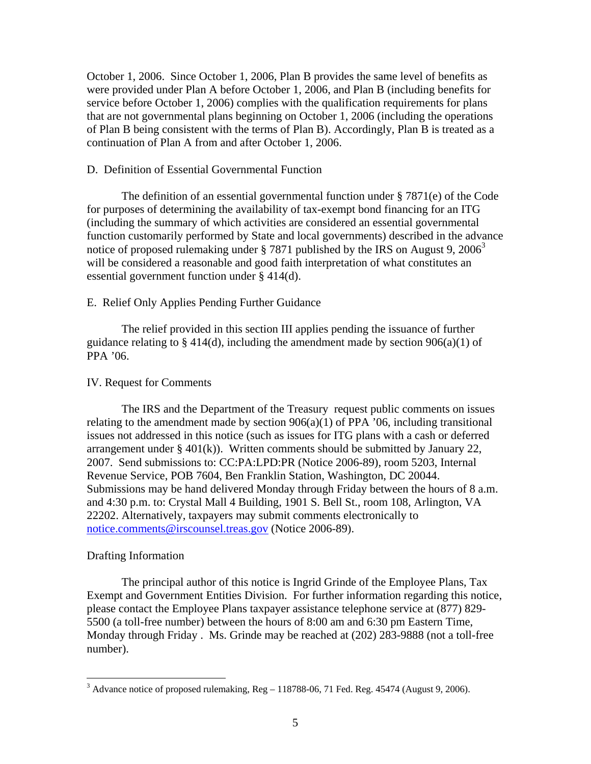October 1, 2006. Since October 1, 2006, Plan B provides the same level of benefits as were provided under Plan A before October 1, 2006, and Plan B (including benefits for service before October 1, 2006) complies with the qualification requirements for plans that are not governmental plans beginning on October 1, 2006 (including the operations of Plan B being consistent with the terms of Plan B). Accordingly, Plan B is treated as a continuation of Plan A from and after October 1, 2006.

D. Definition of Essential Governmental Function

The definition of an essential governmental function under § 7871(e) of the Code for purposes of determining the availability of tax-exempt bond financing for an ITG (including the summary of which activities are considered an essential governmental function customarily performed by State and local governments) described in the advance notice of proposed rulemaking under § 7871 published by the IRS on August 9, 2006[3] will be considered a reasonable and good faith interpretation of what constitutes an essential government function under § 414(d).

E. Relief Only Applies Pending Further Guidance

The relief provided in this section III applies pending the issuance of further guidance relating to § 414(d), including the amendment made by section 906(a)(1) of PPA '06.

IV. Request for Comments

The IRS and the Department of the Treasury request public comments on issues relating to the amendment made by section 906(a)(1) of PPA '06, including transitional issues not addressed in this notice (such as issues for ITG plans with a cash or deferred arrangement under § 401(k)). Written comments should be submitted by January 22, 2007. Send submissions to: CC:PA:LPD:PR (Notice 2006-89), room 5203, Internal Revenue Service, POB 7604, Ben Franklin Station, Washington, DC 20044. Submissions may be hand delivered Monday through Friday between the hours of 8 a.m. and 4:30 p.m. to: Crystal Mall 4 Building, 1901 S. Bell St., room 108, Arlington, VA 22202. Alternatively, taxpayers may submit comments electronically to notice.comments@irscounsel.treas.gov (Notice 2006-89).

Drafting Information

The principal author of this notice is Ingrid Grinde of the Employee Plans, Tax Exempt and Government Entities Division. For further information regarding this notice, please contact the Employee Plans taxpayer assistance telephone service at (877) 829-5500 (a toll-free number) between the hours of 8:00 am and 6:30 pm Eastern Time, Monday through Friday . Ms. Grinde may be reached at (202) 283-9888 (not a toll-free number).

[3] Advance notice of proposed rulemaking, Reg – 118788-06, 71 Fed. Reg. 45474 (August 9, 2006).